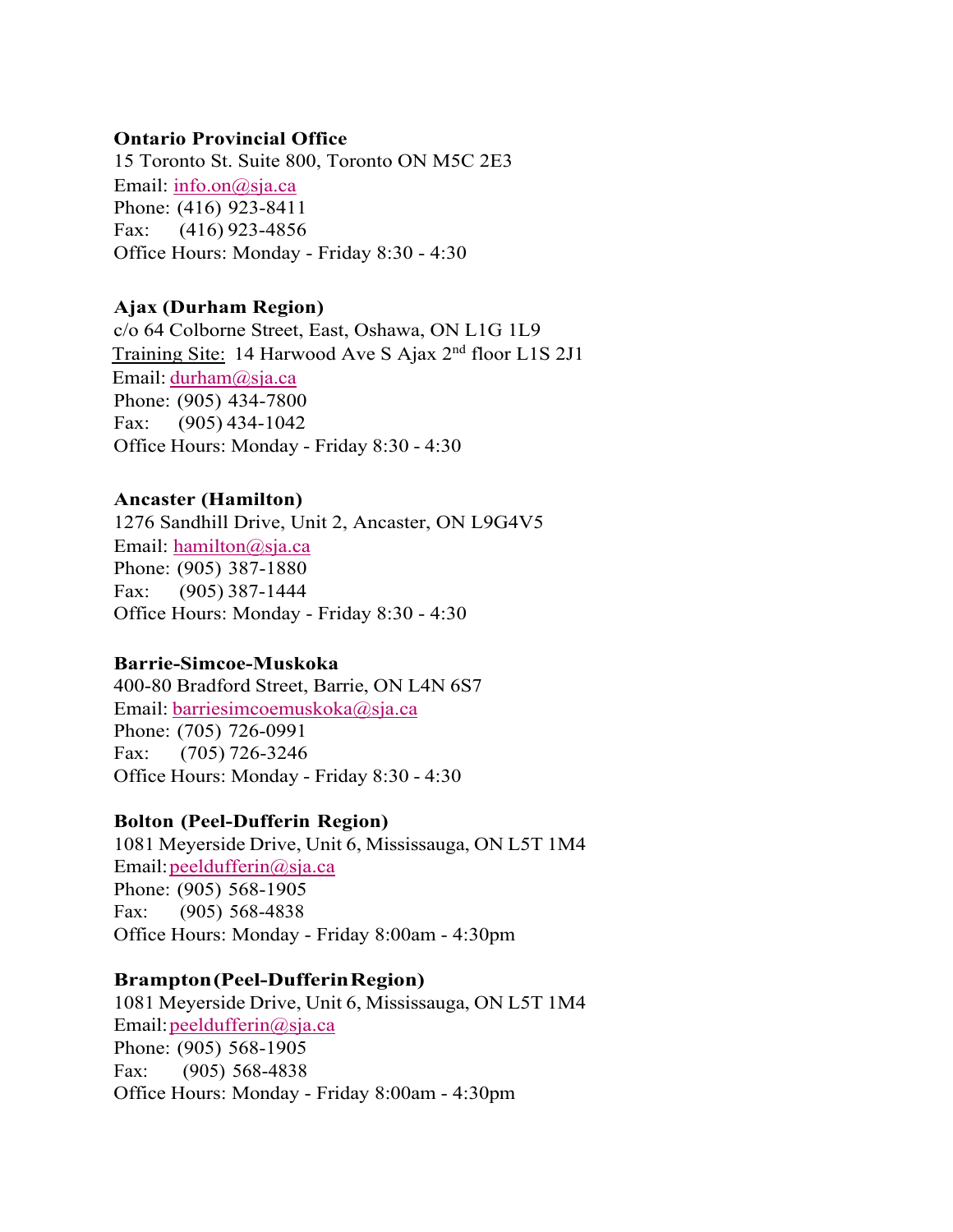**Ontario Provincial Office**
15 Toronto St. Suite 800, Toronto ON M5C 2E3
Email: info.on@sja.ca
Phone: (416) 923-8411
Fax: (416) 923-4856
Office Hours: Monday - Friday 8:30 - 4:30

**Ajax (Durham Region)**
c/o 64 Colborne Street, East, Oshawa, ON L1G 1L9
Training Site: 14 Harwood Ave S Ajax 2nd floor L1S 2J1
Email: durham@sja.ca
Phone: (905) 434-7800
Fax: (905) 434-1042
Office Hours: Monday - Friday 8:30 - 4:30

**Ancaster (Hamilton)**
1276 Sandhill Drive, Unit 2, Ancaster, ON L9G4V5
Email: hamilton@sja.ca
Phone: (905) 387-1880
Fax: (905) 387-1444
Office Hours: Monday - Friday 8:30 - 4:30

**Barrie-Simcoe-Muskoka**
400-80 Bradford Street, Barrie, ON L4N 6S7
Email: barriesimcoemuskoka@sja.ca
Phone: (705) 726-0991
Fax: (705) 726-3246
Office Hours: Monday - Friday 8:30 - 4:30

**Bolton (Peel-Dufferin Region)**
1081 Meyerside Drive, Unit 6, Mississauga, ON L5T 1M4
Email: peeldufferin@sja.ca
Phone: (905) 568-1905
Fax: (905) 568-4838
Office Hours: Monday - Friday 8:00am - 4:30pm

**Brampton (Peel-Dufferin Region)**
1081 Meyerside Drive, Unit 6, Mississauga, ON L5T 1M4
Email: peeldufferin@sja.ca
Phone: (905) 568-1905
Fax: (905) 568-4838
Office Hours: Monday - Friday 8:00am - 4:30pm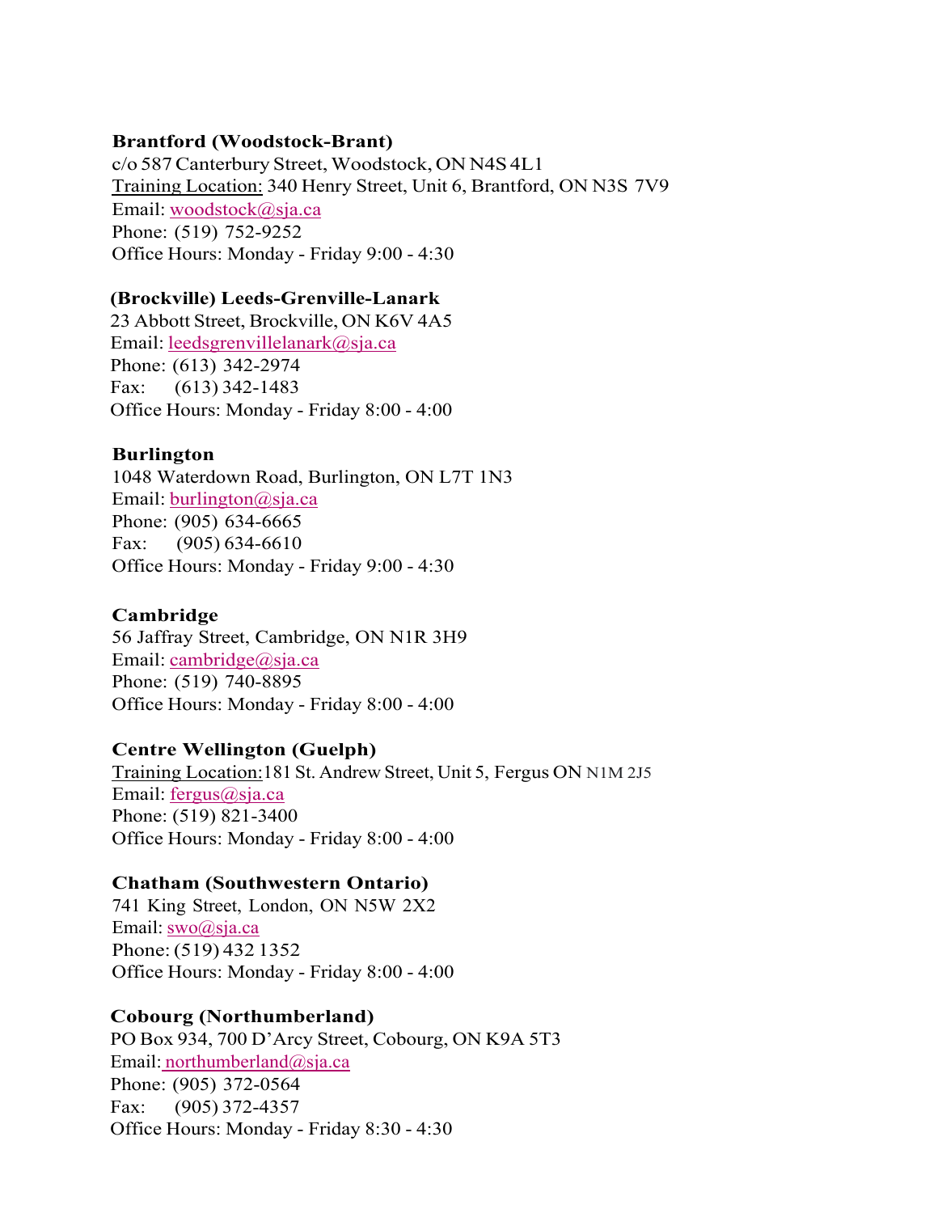**Brantford (Woodstock-Brant)**
c/o 587 Canterbury Street, Woodstock, ON N4S 4L1
Training Location: 340 Henry Street, Unit 6, Brantford, ON N3S 7V9
Email: woodstock@sja.ca
Phone: (519) 752-9252
Office Hours: Monday - Friday 9:00 - 4:30

**(Brockville) Leeds-Grenville-Lanark**
23 Abbott Street, Brockville, ON K6V 4A5
Email: leedsgrenvillelanark@sja.ca
Phone: (613) 342-2974
Fax: (613) 342-1483
Office Hours: Monday - Friday 8:00 - 4:00

**Burlington**
1048 Waterdown Road, Burlington, ON L7T 1N3
Email: burlington@sja.ca
Phone: (905) 634-6665
Fax: (905) 634-6610
Office Hours: Monday - Friday 9:00 - 4:30

**Cambridge**
56 Jaffray Street, Cambridge, ON N1R 3H9
Email: cambridge@sja.ca
Phone: (519) 740-8895
Office Hours: Monday - Friday 8:00 - 4:00

**Centre Wellington (Guelph)**
Training Location: 181 St. Andrew Street, Unit 5, Fergus ON N1M 2J5
Email: fergus@sja.ca
Phone: (519) 821-3400
Office Hours: Monday - Friday 8:00 - 4:00

**Chatham (Southwestern Ontario)**
741 King Street, London, ON N5W 2X2
Email: swo@sja.ca
Phone: (519) 432 1352
Office Hours: Monday - Friday 8:00 - 4:00

**Cobourg (Northumberland)**
PO Box 934, 700 D'Arcy Street, Cobourg, ON K9A 5T3
Email: northumberland@sja.ca
Phone: (905) 372-0564
Fax: (905) 372-4357
Office Hours: Monday - Friday 8:30 - 4:30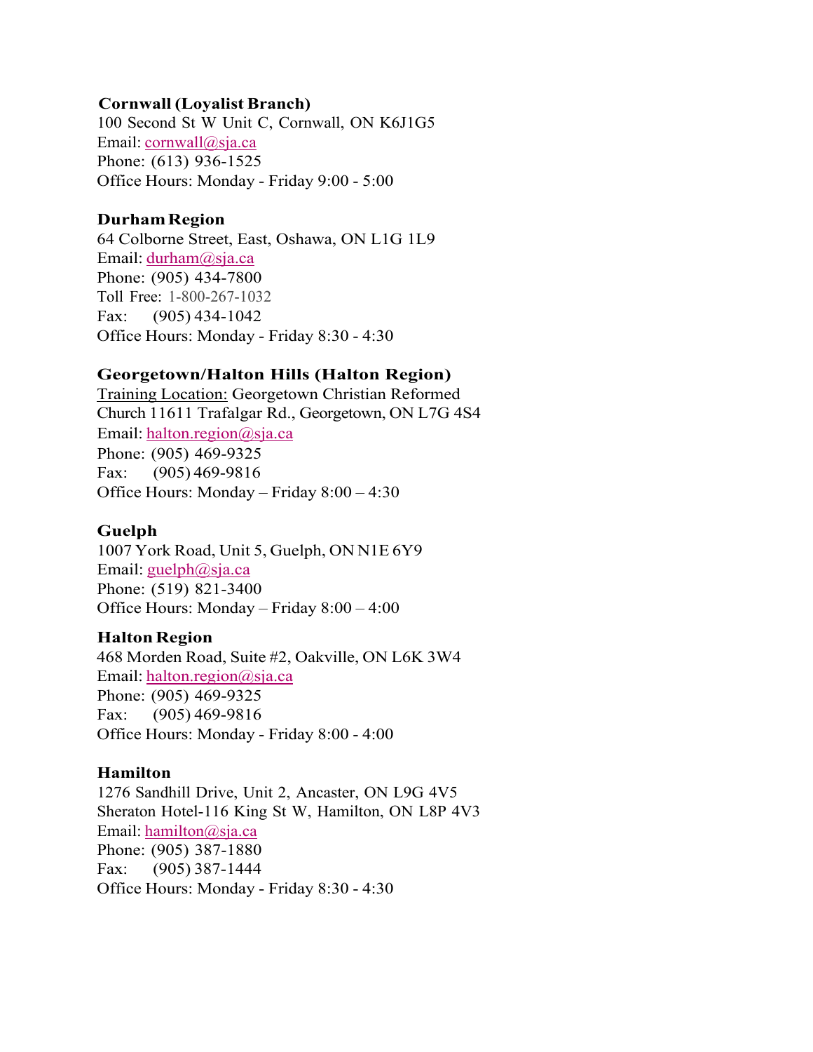**Cornwall (Loyalist Branch)**
100 Second St W Unit C, Cornwall, ON K6J1G5
Email: cornwall@sja.ca
Phone: (613) 936-1525
Office Hours: Monday - Friday 9:00 - 5:00

**Durham Region**
64 Colborne Street, East, Oshawa, ON L1G 1L9
Email: durham@sja.ca
Phone: (905) 434-7800
Toll Free: 1-800-267-1032
Fax: (905) 434-1042
Office Hours: Monday - Friday 8:30 - 4:30

**Georgetown/Halton Hills (Halton Region)**
Training Location: Georgetown Christian Reformed Church 11611 Trafalgar Rd., Georgetown, ON L7G 4S4
Email: halton.region@sja.ca
Phone: (905) 469-9325
Fax: (905) 469-9816
Office Hours: Monday – Friday 8:00 – 4:30

**Guelph**
1007 York Road, Unit 5, Guelph, ON N1E 6Y9
Email: guelph@sja.ca
Phone: (519) 821-3400
Office Hours: Monday – Friday 8:00 – 4:00

**Halton Region**
468 Morden Road, Suite #2, Oakville, ON L6K 3W4
Email: halton.region@sja.ca
Phone: (905) 469-9325
Fax: (905) 469-9816
Office Hours: Monday - Friday 8:00 - 4:00

**Hamilton**
1276 Sandhill Drive, Unit 2, Ancaster, ON L9G 4V5
Sheraton Hotel-116 King St W, Hamilton, ON L8P 4V3
Email: hamilton@sja.ca
Phone: (905) 387-1880
Fax: (905) 387-1444
Office Hours: Monday - Friday 8:30 - 4:30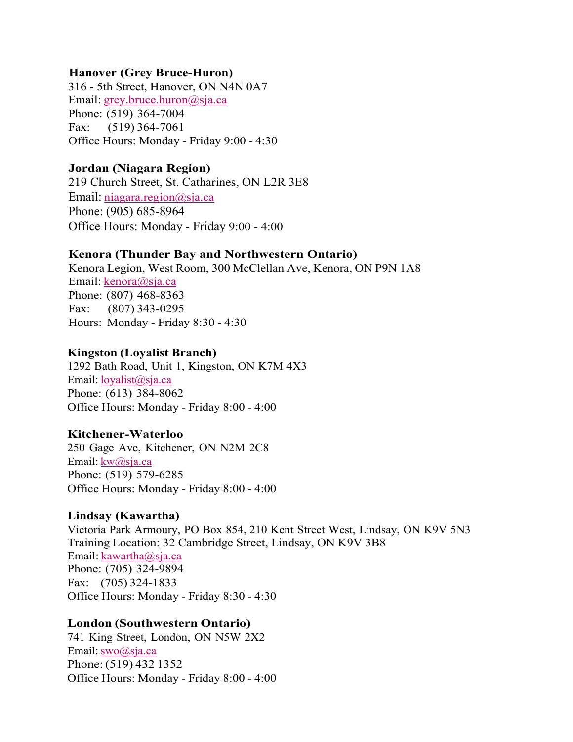**Hanover (Grey Bruce-Huron)**
316 - 5th Street, Hanover, ON N4N 0A7
Email: grey.bruce.huron@sja.ca
Phone: (519) 364-7004
Fax: (519) 364-7061
Office Hours: Monday - Friday 9:00 - 4:30

**Jordan (Niagara Region)**
219 Church Street, St. Catharines, ON L2R 3E8
Email: niagara.region@sja.ca
Phone: (905) 685-8964
Office Hours: Monday - Friday 9:00 - 4:00

**Kenora (Thunder Bay and Northwestern Ontario)**
Kenora Legion, West Room, 300 McClellan Ave, Kenora, ON P9N 1A8
Email: kenora@sja.ca
Phone: (807) 468-8363
Fax: (807) 343-0295
Hours: Monday - Friday 8:30 - 4:30

**Kingston (Loyalist Branch)**
1292 Bath Road, Unit 1, Kingston, ON K7M 4X3
Email: loyalist@sja.ca
Phone: (613) 384-8062
Office Hours: Monday - Friday 8:00 - 4:00

**Kitchener-Waterloo**
250 Gage Ave, Kitchener, ON N2M 2C8
Email: kw@sja.ca
Phone: (519) 579-6285
Office Hours: Monday - Friday 8:00 - 4:00

**Lindsay (Kawartha)**
Victoria Park Armoury, PO Box 854, 210 Kent Street West, Lindsay, ON K9V 5N3
Training Location: 32 Cambridge Street, Lindsay, ON K9V 3B8
Email: kawartha@sja.ca
Phone: (705) 324-9894
Fax: (705) 324-1833
Office Hours: Monday - Friday 8:30 - 4:30

**London (Southwestern Ontario)**
741 King Street, London, ON N5W 2X2
Email: swo@sja.ca
Phone: (519) 432 1352
Office Hours: Monday - Friday 8:00 - 4:00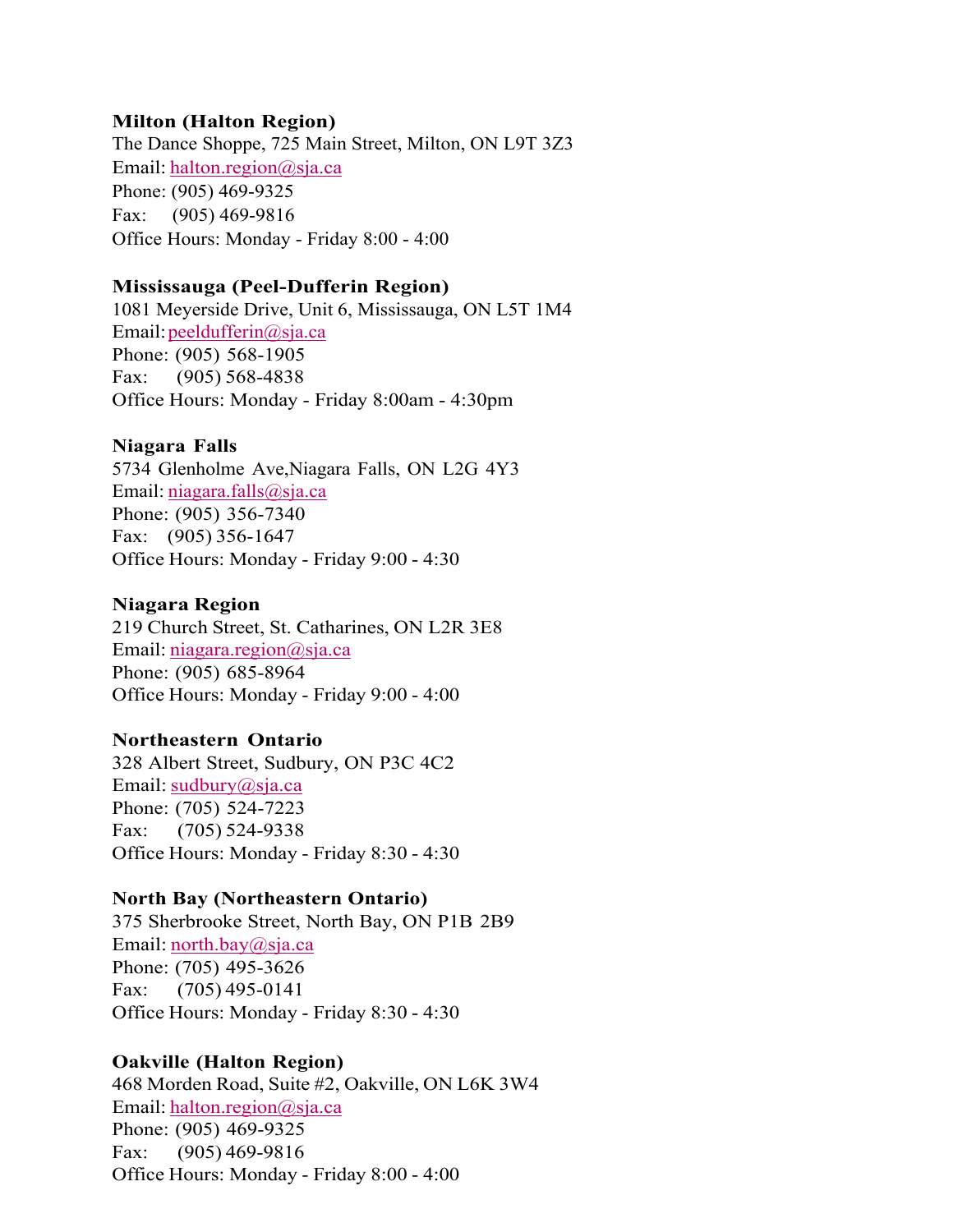**Milton (Halton Region)**
The Dance Shoppe, 725 Main Street, Milton, ON L9T 3Z3
Email: halton.region@sja.ca
Phone: (905) 469-9325
Fax: (905) 469-9816
Office Hours: Monday - Friday 8:00 - 4:00

**Mississauga (Peel-Dufferin Region)**
1081 Meyerside Drive, Unit 6, Mississauga, ON L5T 1M4
Email: peeldufferin@sja.ca
Phone: (905) 568-1905
Fax: (905) 568-4838
Office Hours: Monday - Friday 8:00am - 4:30pm

**Niagara Falls**
5734 Glenholme Ave,Niagara Falls, ON L2G 4Y3
Email: niagara.falls@sja.ca
Phone: (905) 356-7340
Fax: (905) 356-1647
Office Hours: Monday - Friday 9:00 - 4:30

**Niagara Region**
219 Church Street, St. Catharines, ON L2R 3E8
Email: niagara.region@sja.ca
Phone: (905) 685-8964
Office Hours: Monday - Friday 9:00 - 4:00

**Northeastern Ontario**
328 Albert Street, Sudbury, ON P3C 4C2
Email: sudbury@sja.ca
Phone: (705) 524-7223
Fax: (705) 524-9338
Office Hours: Monday - Friday 8:30 - 4:30

**North Bay (Northeastern Ontario)**
375 Sherbrooke Street, North Bay, ON P1B 2B9
Email: north.bay@sja.ca
Phone: (705) 495-3626
Fax: (705) 495-0141
Office Hours: Monday - Friday 8:30 - 4:30

**Oakville (Halton Region)**
468 Morden Road, Suite #2, Oakville, ON L6K 3W4
Email: halton.region@sja.ca
Phone: (905) 469-9325
Fax: (905) 469-9816
Office Hours: Monday - Friday 8:00 - 4:00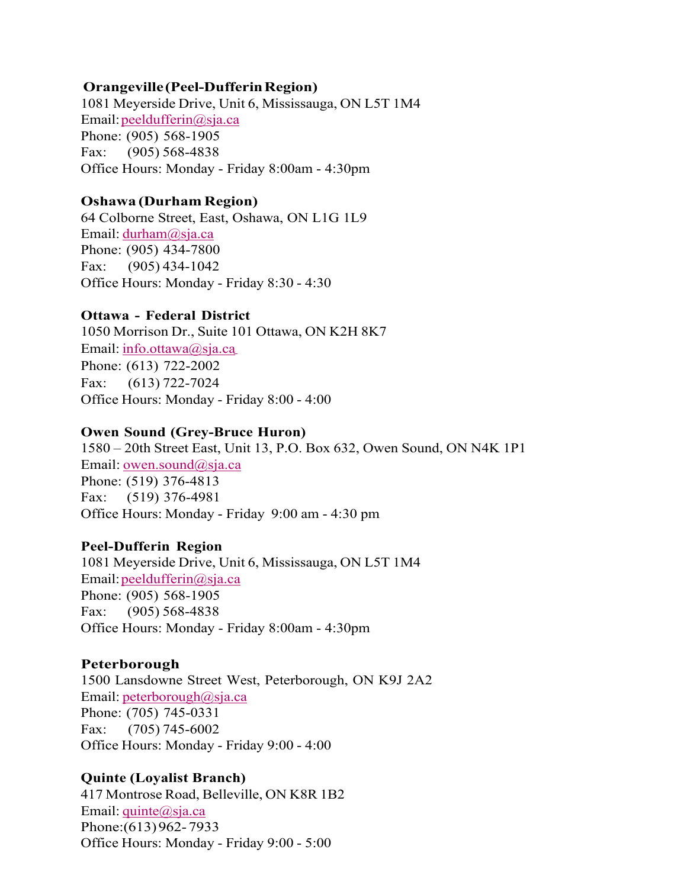**Orangeville (Peel-Dufferin Region)**
1081 Meyerside Drive, Unit 6, Mississauga, ON L5T 1M4
Email: peeldufferin@sja.ca
Phone: (905) 568-1905
Fax: (905) 568-4838
Office Hours: Monday - Friday 8:00am - 4:30pm

**Oshawa (Durham Region)**
64 Colborne Street, East, Oshawa, ON L1G 1L9
Email: durham@sja.ca
Phone: (905) 434-7800
Fax: (905) 434-1042
Office Hours: Monday - Friday 8:30 - 4:30

**Ottawa - Federal District**
1050 Morrison Dr., Suite 101 Ottawa, ON K2H 8K7
Email: info.ottawa@sja.ca
Phone: (613) 722-2002
Fax: (613) 722-7024
Office Hours: Monday - Friday 8:00 - 4:00

**Owen Sound (Grey-Bruce Huron)**
1580 – 20th Street East, Unit 13, P.O. Box 632, Owen Sound, ON N4K 1P1
Email: owen.sound@sja.ca
Phone: (519) 376-4813
Fax: (519) 376-4981
Office Hours: Monday - Friday 9:00 am - 4:30 pm

**Peel-Dufferin Region**
1081 Meyerside Drive, Unit 6, Mississauga, ON L5T 1M4
Email: peeldufferin@sja.ca
Phone: (905) 568-1905
Fax: (905) 568-4838
Office Hours: Monday - Friday 8:00am - 4:30pm

**Peterborough**
1500 Lansdowne Street West, Peterborough, ON K9J 2A2
Email: peterborough@sja.ca
Phone: (705) 745-0331
Fax: (705) 745-6002
Office Hours: Monday - Friday 9:00 - 4:00

**Quinte (Loyalist Branch)**
417 Montrose Road, Belleville, ON K8R 1B2
Email: quinte@sja.ca
Phone:(613) 962- 7933
Office Hours: Monday - Friday 9:00 - 5:00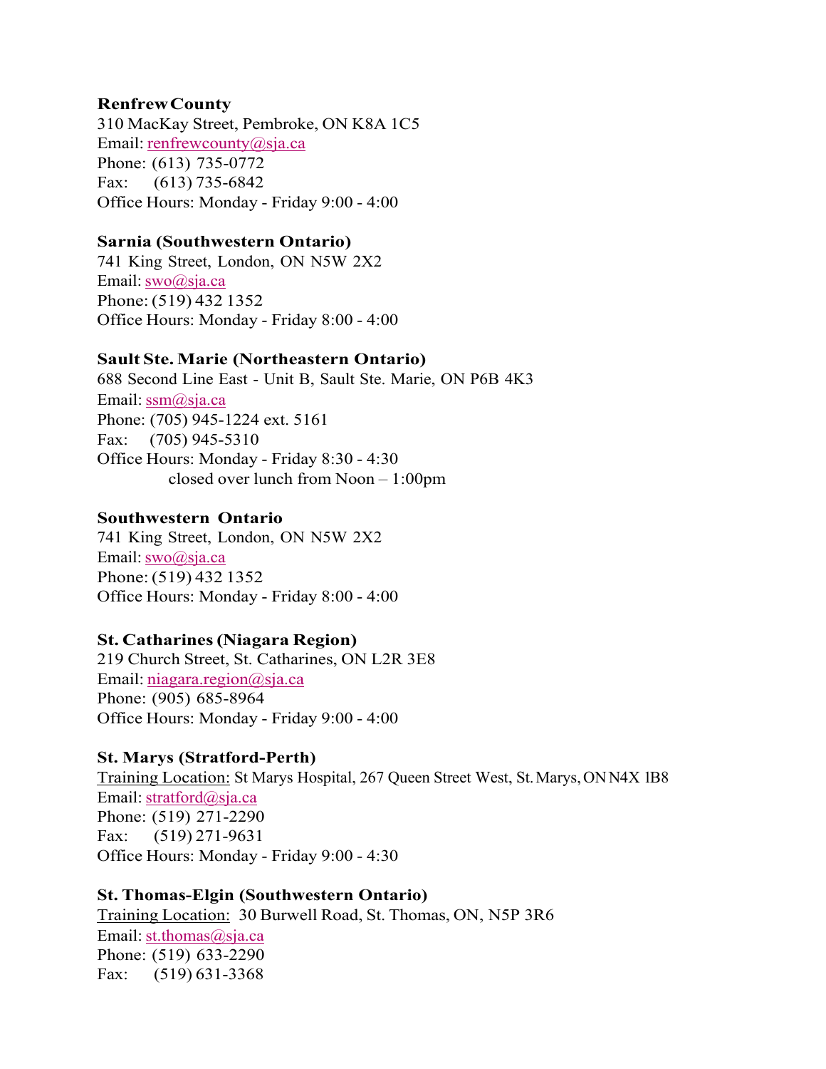**Renfrew County**
310 MacKay Street, Pembroke, ON K8A 1C5
Email: renfrewcounty@sja.ca
Phone: (613) 735-0772
Fax: (613) 735-6842
Office Hours: Monday - Friday 9:00 - 4:00

**Sarnia (Southwestern Ontario)**
741 King Street, London, ON N5W 2X2
Email: swo@sja.ca
Phone: (519) 432 1352
Office Hours: Monday - Friday 8:00 - 4:00

**Sault Ste. Marie (Northeastern Ontario)**
688 Second Line East - Unit B, Sault Ste. Marie, ON P6B 4K3
Email: ssm@sja.ca
Phone: (705) 945-1224 ext. 5161
Fax: (705) 945-5310
Office Hours: Monday - Friday 8:30 - 4:30
closed over lunch from Noon – 1:00pm

**Southwestern Ontario**
741 King Street, London, ON N5W 2X2
Email: swo@sja.ca
Phone: (519) 432 1352
Office Hours: Monday - Friday 8:00 - 4:00

**St. Catharines (Niagara Region)**
219 Church Street, St. Catharines, ON L2R 3E8
Email: niagara.region@sja.ca
Phone: (905) 685-8964
Office Hours: Monday - Friday 9:00 - 4:00

**St. Marys (Stratford-Perth)**
Training Location: St Marys Hospital, 267 Queen Street West, St. Marys, ON N4X 1B8
Email: stratford@sja.ca
Phone: (519) 271-2290
Fax: (519) 271-9631
Office Hours: Monday - Friday 9:00 - 4:30

**St. Thomas-Elgin (Southwestern Ontario)**
Training Location: 30 Burwell Road, St. Thomas, ON, N5P 3R6
Email: st.thomas@sja.ca
Phone: (519) 633-2290
Fax: (519) 631-3368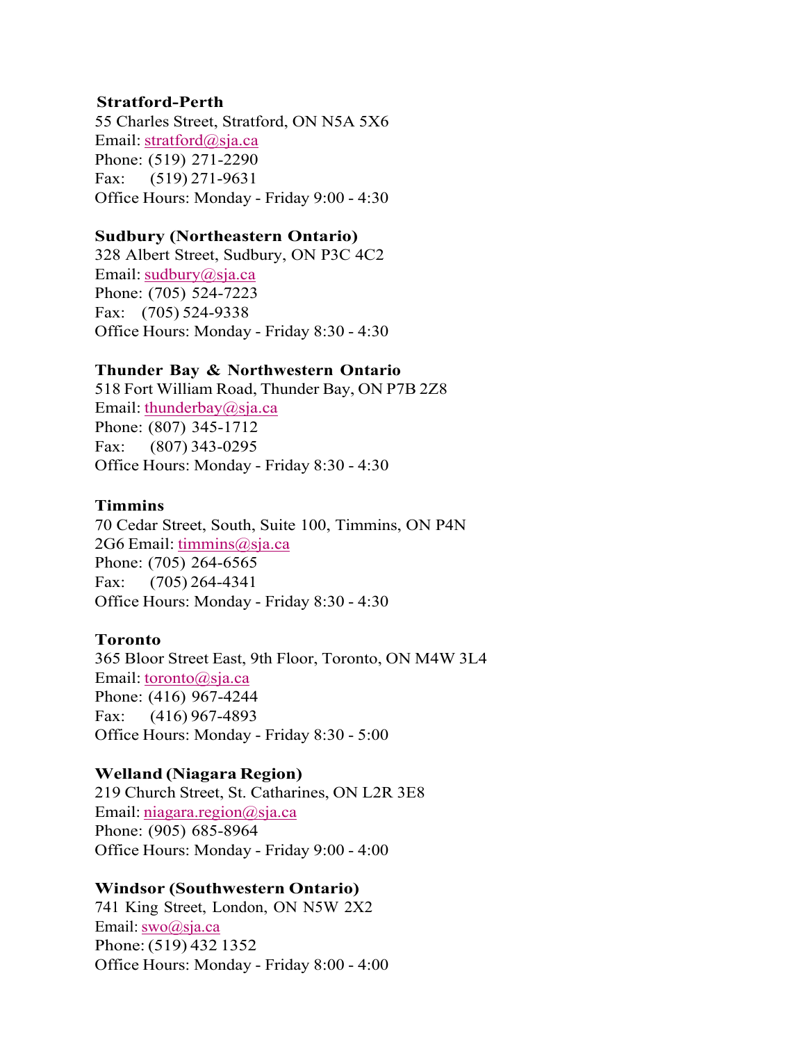**Stratford-Perth**
55 Charles Street, Stratford, ON N5A 5X6
Email: stratford@sja.ca
Phone: (519) 271-2290
Fax: (519) 271-9631
Office Hours: Monday - Friday 9:00 - 4:30

**Sudbury (Northeastern Ontario)**
328 Albert Street, Sudbury, ON P3C 4C2
Email: sudbury@sja.ca
Phone: (705) 524-7223
Fax: (705) 524-9338
Office Hours: Monday - Friday 8:30 - 4:30

**Thunder Bay & Northwestern Ontario**
518 Fort William Road, Thunder Bay, ON P7B 2Z8
Email: thunderbay@sja.ca
Phone: (807) 345-1712
Fax: (807) 343-0295
Office Hours: Monday - Friday 8:30 - 4:30

**Timmins**
70 Cedar Street, South, Suite 100, Timmins, ON P4N 2G6 Email: timmins@sja.ca
Phone: (705) 264-6565
Fax: (705) 264-4341
Office Hours: Monday - Friday 8:30 - 4:30

**Toronto**
365 Bloor Street East, 9th Floor, Toronto, ON M4W 3L4
Email: toronto@sja.ca
Phone: (416) 967-4244
Fax: (416) 967-4893
Office Hours: Monday - Friday 8:30 - 5:00

**Welland (Niagara Region)**
219 Church Street, St. Catharines, ON L2R 3E8
Email: niagara.region@sja.ca
Phone: (905) 685-8964
Office Hours: Monday - Friday 9:00 - 4:00

**Windsor (Southwestern Ontario)**
741 King Street, London, ON N5W 2X2
Email: swo@sja.ca
Phone: (519) 432 1352
Office Hours: Monday - Friday 8:00 - 4:00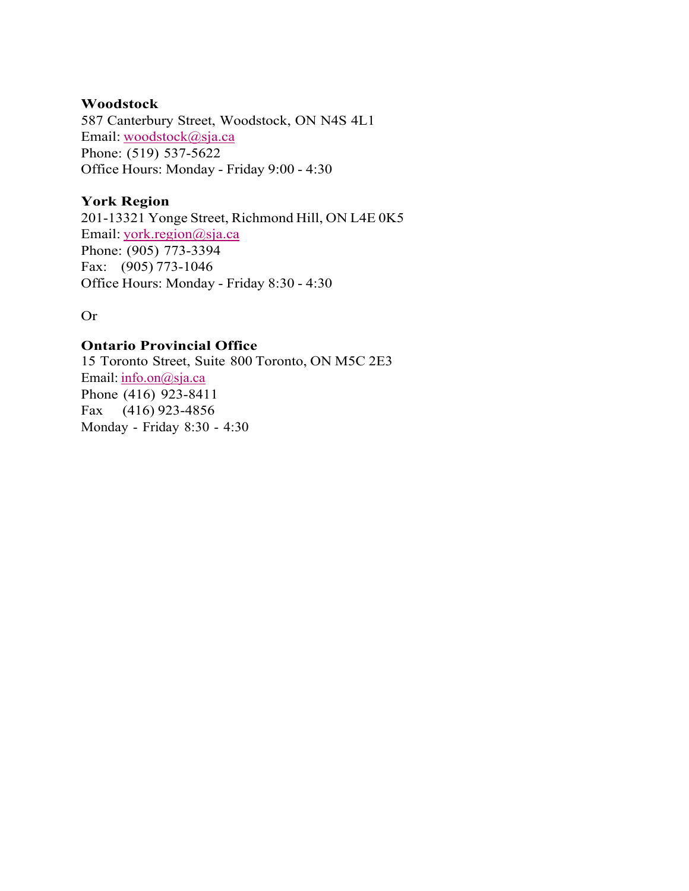**Woodstock**
587 Canterbury Street, Woodstock, ON N4S 4L1
Email: woodstock@sja.ca
Phone: (519) 537-5622
Office Hours: Monday - Friday 9:00 - 4:30

**York Region**
201-13321 Yonge Street, Richmond Hill, ON L4E 0K5
Email: york.region@sja.ca
Phone: (905) 773-3394
Fax: (905) 773-1046
Office Hours: Monday - Friday 8:30 - 4:30

Or

**Ontario Provincial Office**
15 Toronto Street, Suite 800 Toronto, ON M5C 2E3
Email: info.on@sja.ca
Phone (416) 923-8411
Fax (416) 923-4856
Monday - Friday 8:30 - 4:30